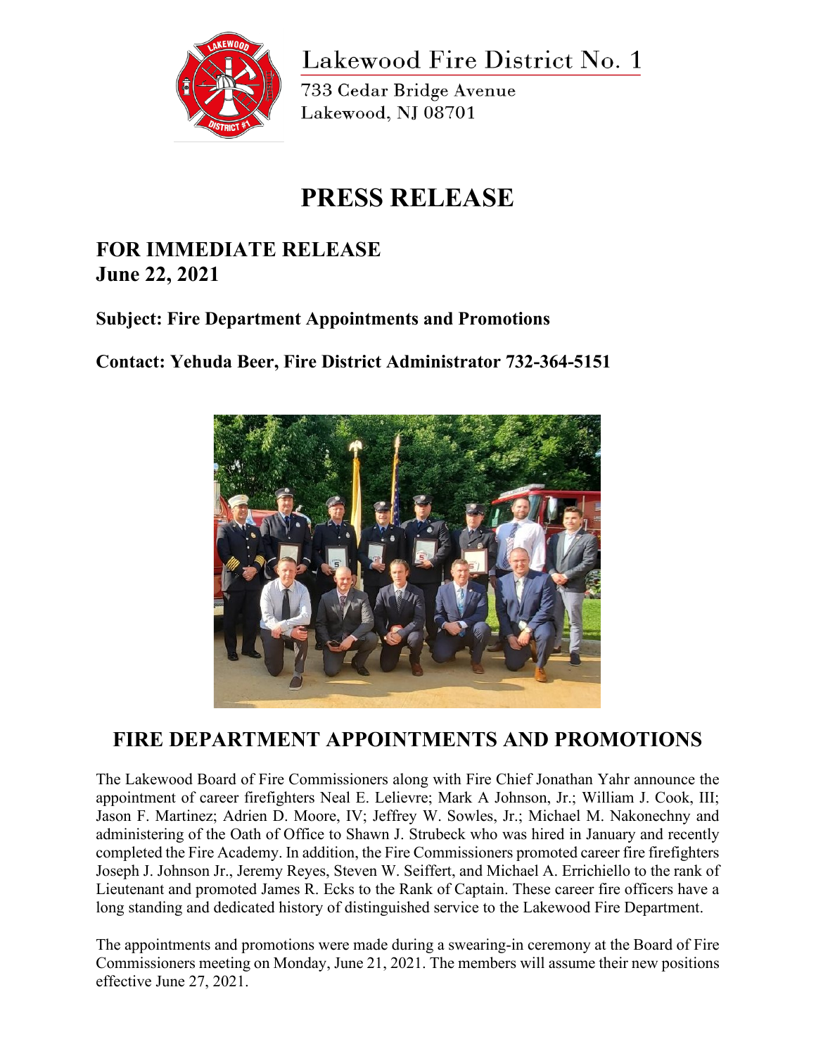Lakewood Fire District No. 1

733 Cedar Bridge Avenue
Lakewood, NJ 08701

# PRESS RELEASE

**FOR IMMEDIATE RELEASE**
**June 22, 2021**

**Subject: Fire Department Appointments and Promotions**

**Contact: Yehuda Beer, Fire District Administrator 732-364-5151**

## FIRE DEPARTMENT APPOINTMENTS AND PROMOTIONS

The Lakewood Board of Fire Commissioners along with Fire Chief Jonathan Yahr announce the appointment of career firefighters Neal E. Lelievre; Mark A Johnson, Jr.; William J. Cook, III; Jason F. Martinez; Adrien D. Moore, IV; Jeffrey W. Sowles, Jr.; Michael M. Nakonechny and administering of the Oath of Office to Shawn J. Strubeck who was hired in January and recently completed the Fire Academy. In addition, the Fire Commissioners promoted career fire firefighters Joseph J. Johnson Jr., Jeremy Reyes, Steven W. Seiffert, and Michael A. Errichiello to the rank of Lieutenant and promoted James R. Ecks to the Rank of Captain. These career fire officers have a long standing and dedicated history of distinguished service to the Lakewood Fire Department.

The appointments and promotions were made during a swearing-in ceremony at the Board of Fire Commissioners meeting on Monday, June 21, 2021. The members will assume their new positions effective June 27, 2021.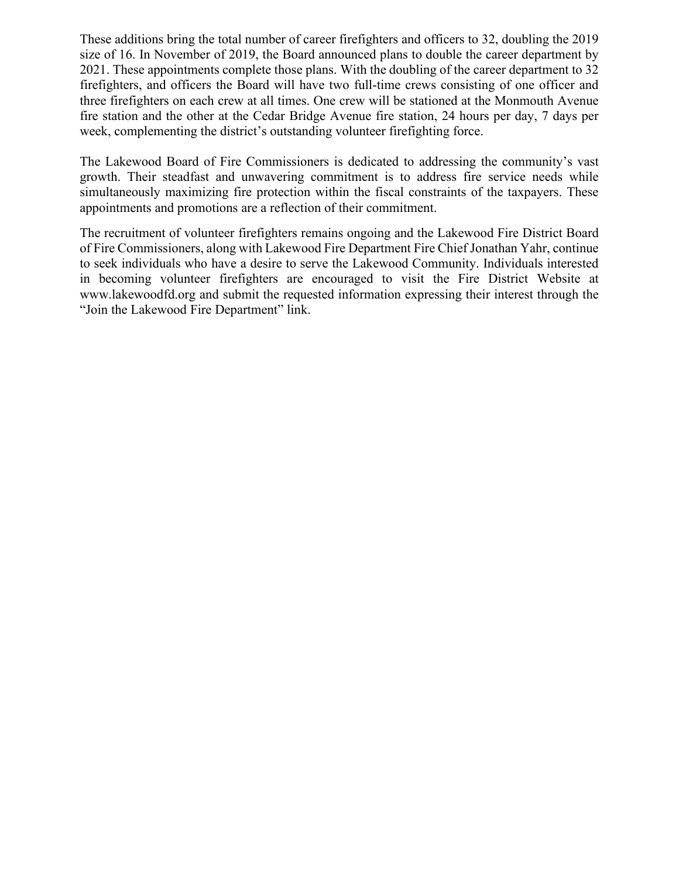These additions bring the total number of career firefighters and officers to 32, doubling the 2019 size of 16. In November of 2019, the Board announced plans to double the career department by 2021. These appointments complete those plans. With the doubling of the career department to 32 firefighters, and officers the Board will have two full-time crews consisting of one officer and three firefighters on each crew at all times. One crew will be stationed at the Monmouth Avenue fire station and the other at the Cedar Bridge Avenue fire station, 24 hours per day, 7 days per week, complementing the district's outstanding volunteer firefighting force.

The Lakewood Board of Fire Commissioners is dedicated to addressing the community's vast growth. Their steadfast and unwavering commitment is to address fire service needs while simultaneously maximizing fire protection within the fiscal constraints of the taxpayers. These appointments and promotions are a reflection of their commitment.

The recruitment of volunteer firefighters remains ongoing and the Lakewood Fire District Board of Fire Commissioners, along with Lakewood Fire Department Fire Chief Jonathan Yahr, continue to seek individuals who have a desire to serve the Lakewood Community. Individuals interested in becoming volunteer firefighters are encouraged to visit the Fire District Website at www.lakewoodfd.org and submit the requested information expressing their interest through the "Join the Lakewood Fire Department" link.